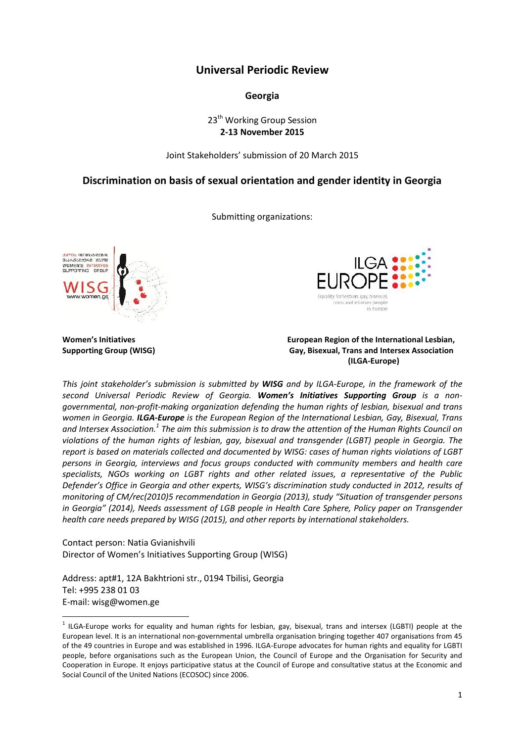# Universal Periodic Review

**Georgia**

23th Working Group Session
**2-13 November 2015**

Joint Stakeholders' submission of 20 March 2015

## Discrimination on basis of sexual orientation and gender identity in Georgia

Submitting organizations:

**Women's Initiatives Supporting Group (WISG)**

**European Region of the International Lesbian, Gay, Bisexual, Trans and Intersex Association (ILGA-Europe)**

*This joint stakeholder's submission is submitted by **WISG** and by ILGA-Europe, in the framework of the second Universal Periodic Review of Georgia. **Women's Initiatives Supporting Group** is a non-governmental, non-profit-making organization defending the human rights of lesbian, bisexual and trans women in Georgia. **ILGA-Europe** is the European Region of the International Lesbian, Gay, Bisexual, Trans and Intersex Association.[1] The aim this submission is to draw the attention of the Human Rights Council on violations of the human rights of lesbian, gay, bisexual and transgender (LGBT) people in Georgia. The report is based on materials collected and documented by WISG: cases of human rights violations of LGBT persons in Georgia, interviews and focus groups conducted with community members and health care specialists, NGOs working on LGBT rights and other related issues, a representative of the Public Defender's Office in Georgia and other experts, WISG's discrimination study conducted in 2012, results of monitoring of CM/rec(2010)5 recommendation in Georgia (2013), study "Situation of transgender persons in Georgia" (2014), Needs assessment of LGB people in Health Care Sphere, Policy paper on Transgender health care needs prepared by WISG (2015), and other reports by international stakeholders.*

Contact person: Natia Gvianishvili
Director of Women's Initiatives Supporting Group (WISG)

Address: apt#1, 12A Bakhtrioni str., 0194 Tbilisi, Georgia
Tel: +995 238 01 03
E-mail: wisg@women.ge

---

[1] ILGA-Europe works for equality and human rights for lesbian, gay, bisexual, trans and intersex (LGBTI) people at the European level. It is an international non-governmental umbrella organisation bringing together 407 organisations from 45 of the 49 countries in Europe and was established in 1996. ILGA-Europe advocates for human rights and equality for LGBTI people, before organisations such as the European Union, the Council of Europe and the Organisation for Security and Cooperation in Europe. It enjoys participative status at the Council of Europe and consultative status at the Economic and Social Council of the United Nations (ECOSOC) since 2006.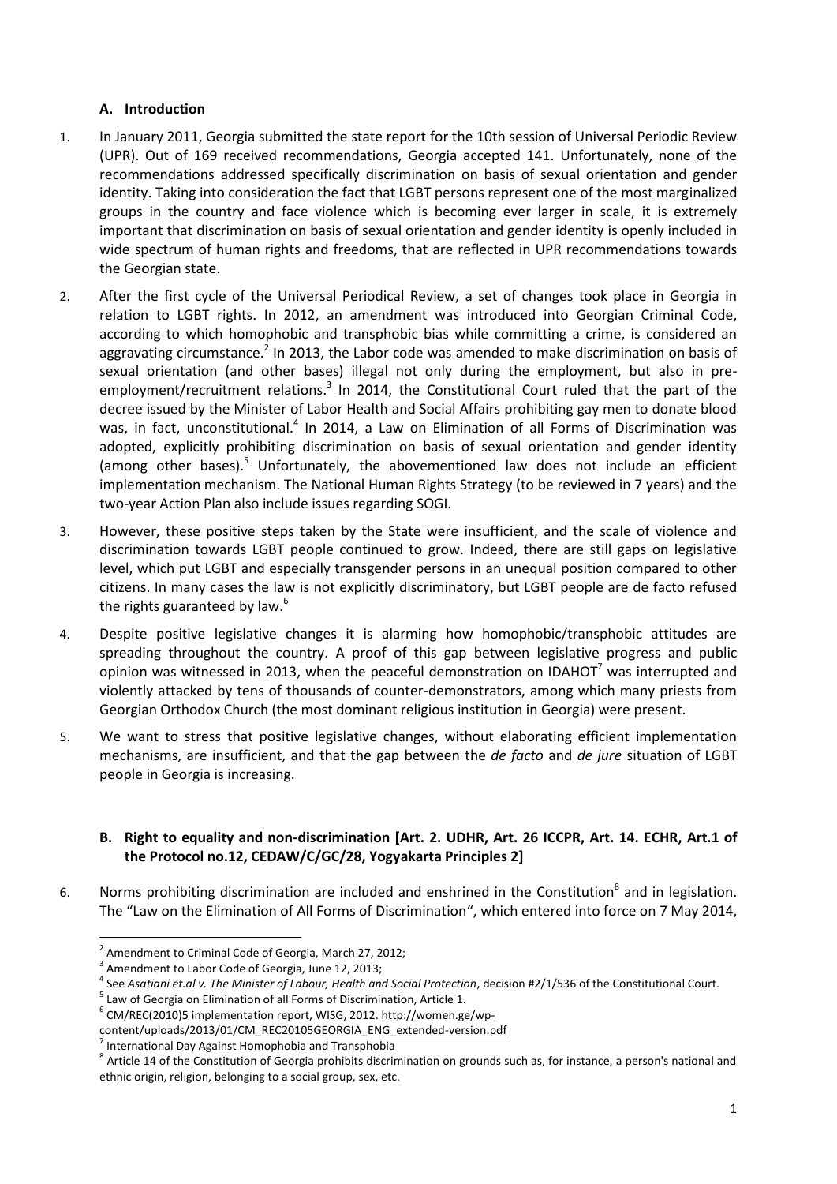### A. Introduction

1. In January 2011, Georgia submitted the state report for the 10th session of Universal Periodic Review (UPR). Out of 169 received recommendations, Georgia accepted 141. Unfortunately, none of the recommendations addressed specifically discrimination on basis of sexual orientation and gender identity. Taking into consideration the fact that LGBT persons represent one of the most marginalized groups in the country and face violence which is becoming ever larger in scale, it is extremely important that discrimination on basis of sexual orientation and gender identity is openly included in wide spectrum of human rights and freedoms, that are reflected in UPR recommendations towards the Georgian state.

2. After the first cycle of the Universal Periodical Review, a set of changes took place in Georgia in relation to LGBT rights. In 2012, an amendment was introduced into Georgian Criminal Code, according to which homophobic and transphobic bias while committing a crime, is considered an aggravating circumstance.[2] In 2013, the Labor code was amended to make discrimination on basis of sexual orientation (and other bases) illegal not only during the employment, but also in pre-employment/recruitment relations.[3] In 2014, the Constitutional Court ruled that the part of the decree issued by the Minister of Labor Health and Social Affairs prohibiting gay men to donate blood was, in fact, unconstitutional.[4] In 2014, a Law on Elimination of all Forms of Discrimination was adopted, explicitly prohibiting discrimination on basis of sexual orientation and gender identity (among other bases).[5] Unfortunately, the abovementioned law does not include an efficient implementation mechanism. The National Human Rights Strategy (to be reviewed in 7 years) and the two-year Action Plan also include issues regarding SOGI.

3. However, these positive steps taken by the State were insufficient, and the scale of violence and discrimination towards LGBT people continued to grow. Indeed, there are still gaps on legislative level, which put LGBT and especially transgender persons in an unequal position compared to other citizens. In many cases the law is not explicitly discriminatory, but LGBT people are de facto refused the rights guaranteed by law.[6]

4. Despite positive legislative changes it is alarming how homophobic/transphobic attitudes are spreading throughout the country. A proof of this gap between legislative progress and public opinion was witnessed in 2013, when the peaceful demonstration on IDAHOT[7] was interrupted and violently attacked by tens of thousands of counter-demonstrators, among which many priests from Georgian Orthodox Church (the most dominant religious institution in Georgia) were present.

5. We want to stress that positive legislative changes, without elaborating efficient implementation mechanisms, are insufficient, and that the gap between the *de facto* and *de jure* situation of LGBT people in Georgia is increasing.

### B. Right to equality and non-discrimination [Art. 2. UDHR, Art. 26 ICCPR, Art. 14. ECHR, Art.1 of the Protocol no.12, CEDAW/C/GC/28, Yogyakarta Principles 2]

6. Norms prohibiting discrimination are included and enshrined in the Constitution[8] and in legislation. The "Law on the Elimination of All Forms of Discrimination", which entered into force on 7 May 2014,

---

[2] Amendment to Criminal Code of Georgia, March 27, 2012;

[3] Amendment to Labor Code of Georgia, June 12, 2013;

[4] See *Asatiani et.al v. The Minister of Labour, Health and Social Protection*, decision #2/1/536 of the Constitutional Court.

[5] Law of Georgia on Elimination of all Forms of Discrimination, Article 1.

[6] CM/REC(2010)5 implementation report, WISG, 2012. http://women.ge/wp-content/uploads/2013/01/CM_REC20105GEORGIA_ENG_extended-version.pdf

[7] International Day Against Homophobia and Transphobia

[8] Article 14 of the Constitution of Georgia prohibits discrimination on grounds such as, for instance, a person's national and ethnic origin, religion, belonging to a social group, sex, etc.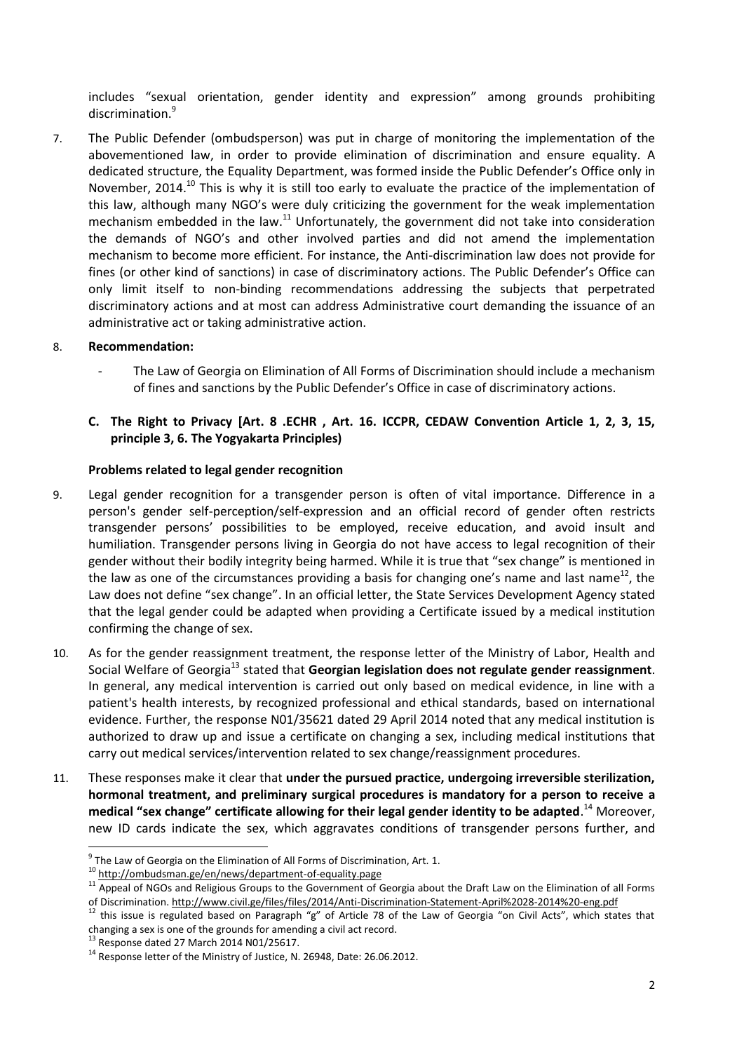includes "sexual orientation, gender identity and expression" among grounds prohibiting discrimination.[9]

7. The Public Defender (ombudsperson) was put in charge of monitoring the implementation of the abovementioned law, in order to provide elimination of discrimination and ensure equality. A dedicated structure, the Equality Department, was formed inside the Public Defender's Office only in November, 2014.[10] This is why it is still too early to evaluate the practice of the implementation of this law, although many NGO's were duly criticizing the government for the weak implementation mechanism embedded in the law.[11] Unfortunately, the government did not take into consideration the demands of NGO's and other involved parties and did not amend the implementation mechanism to become more efficient. For instance, the Anti-discrimination law does not provide for fines (or other kind of sanctions) in case of discriminatory actions. The Public Defender's Office can only limit itself to non-binding recommendations addressing the subjects that perpetrated discriminatory actions and at most can address Administrative court demanding the issuance of an administrative act or taking administrative action.

8. **Recommendation:**

   - The Law of Georgia on Elimination of All Forms of Discrimination should include a mechanism of fines and sanctions by the Public Defender's Office in case of discriminatory actions.

### C. The Right to Privacy [Art. 8 .ECHR , Art. 16. ICCPR, CEDAW Convention Article 1, 2, 3, 15, principle 3, 6. The Yogyakarta Principles)

**Problems related to legal gender recognition**

9. Legal gender recognition for a transgender person is often of vital importance. Difference in a person's gender self-perception/self-expression and an official record of gender often restricts transgender persons' possibilities to be employed, receive education, and avoid insult and humiliation. Transgender persons living in Georgia do not have access to legal recognition of their gender without their bodily integrity being harmed. While it is true that "sex change" is mentioned in the law as one of the circumstances providing a basis for changing one's name and last name[12], the Law does not define "sex change". In an official letter, the State Services Development Agency stated that the legal gender could be adapted when providing a Certificate issued by a medical institution confirming the change of sex.

10. As for the gender reassignment treatment, the response letter of the Ministry of Labor, Health and Social Welfare of Georgia[13] stated that **Georgian legislation does not regulate gender reassignment**. In general, any medical intervention is carried out only based on medical evidence, in line with a patient's health interests, by recognized professional and ethical standards, based on international evidence. Further, the response N01/35621 dated 29 April 2014 noted that any medical institution is authorized to draw up and issue a certificate on changing a sex, including medical institutions that carry out medical services/intervention related to sex change/reassignment procedures.

11. These responses make it clear that **under the pursued practice, undergoing irreversible sterilization, hormonal treatment, and preliminary surgical procedures is mandatory for a person to receive a medical "sex change" certificate allowing for their legal gender identity to be adapted**.[14] Moreover, new ID cards indicate the sex, which aggravates conditions of transgender persons further, and

---

[9] The Law of Georgia on the Elimination of All Forms of Discrimination, Art. 1.

[10] http://ombudsman.ge/en/news/department-of-equality.page

[11] Appeal of NGOs and Religious Groups to the Government of Georgia about the Draft Law on the Elimination of all Forms of Discrimination. http://www.civil.ge/files/files/2014/Anti-Discrimination-Statement-April%2028-2014%20-eng.pdf

[12] this issue is regulated based on Paragraph "g" of Article 78 of the Law of Georgia "on Civil Acts", which states that changing a sex is one of the grounds for amending a civil act record.

[13] Response dated 27 March 2014 N01/25617.

[14] Response letter of the Ministry of Justice, N. 26948, Date: 26.06.2012.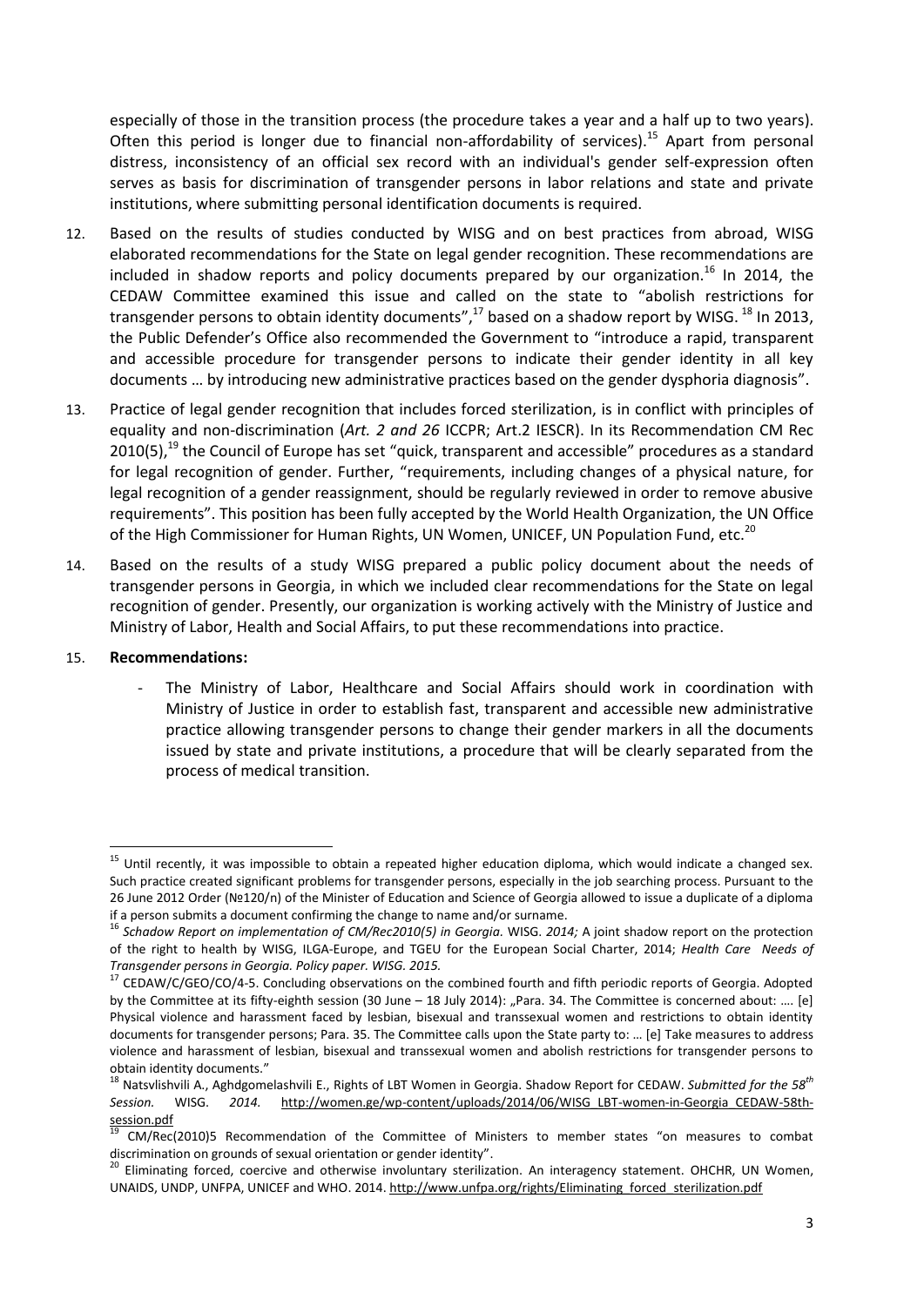especially of those in the transition process (the procedure takes a year and a half up to two years). Often this period is longer due to financial non-affordability of services).[15] Apart from personal distress, inconsistency of an official sex record with an individual's gender self-expression often serves as basis for discrimination of transgender persons in labor relations and state and private institutions, where submitting personal identification documents is required.

12. Based on the results of studies conducted by WISG and on best practices from abroad, WISG elaborated recommendations for the State on legal gender recognition. These recommendations are included in shadow reports and policy documents prepared by our organization.[16] In 2014, the CEDAW Committee examined this issue and called on the state to "abolish restrictions for transgender persons to obtain identity documents",[17] based on a shadow report by WISG.[18] In 2013, the Public Defender's Office also recommended the Government to "introduce a rapid, transparent and accessible procedure for transgender persons to indicate their gender identity in all key documents … by introducing new administrative practices based on the gender dysphoria diagnosis".

13. Practice of legal gender recognition that includes forced sterilization, is in conflict with principles of equality and non-discrimination (*Art. 2 and 26* ICCPR; Art.2 IESCR). In its Recommendation CM Rec 2010(5),[19] the Council of Europe has set "quick, transparent and accessible" procedures as a standard for legal recognition of gender. Further, "requirements, including changes of a physical nature, for legal recognition of a gender reassignment, should be regularly reviewed in order to remove abusive requirements". This position has been fully accepted by the World Health Organization, the UN Office of the High Commissioner for Human Rights, UN Women, UNICEF, UN Population Fund, etc.[20]

14. Based on the results of a study WISG prepared a public policy document about the needs of transgender persons in Georgia, in which we included clear recommendations for the State on legal recognition of gender. Presently, our organization is working actively with the Ministry of Justice and Ministry of Labor, Health and Social Affairs, to put these recommendations into practice.

15. **Recommendations:**

    - The Ministry of Labor, Healthcare and Social Affairs should work in coordination with Ministry of Justice in order to establish fast, transparent and accessible new administrative practice allowing transgender persons to change their gender markers in all the documents issued by state and private institutions, a procedure that will be clearly separated from the process of medical transition.

---

[15] Until recently, it was impossible to obtain a repeated higher education diploma, which would indicate a changed sex. Such practice created significant problems for transgender persons, especially in the job searching process. Pursuant to the 26 June 2012 Order (№120/n) of the Minister of Education and Science of Georgia allowed to issue a duplicate of a diploma if a person submits a document confirming the change to name and/or surname.

[16] *Schadow Report on implementation of CM/Rec2010(5) in Georgia.* WISG. *2014;* A joint shadow report on the protection of the right to health by WISG, ILGA-Europe, and TGEU for the European Social Charter, 2014; *Health Care Needs of Transgender persons in Georgia. Policy paper. WISG. 2015.*

[17] CEDAW/C/GEO/CO/4-5. Concluding observations on the combined fourth and fifth periodic reports of Georgia. Adopted by the Committee at its fifty-eighth session (30 June – 18 July 2014): „Para. 34. The Committee is concerned about: …. [e] Physical violence and harassment faced by lesbian, bisexual and transsexual women and restrictions to obtain identity documents for transgender persons; Para. 35. The Committee calls upon the State party to: … [e] Take measures to address violence and harassment of lesbian, bisexual and transsexual women and abolish restrictions for transgender persons to obtain identity documents."

[18] Natsvlishvili A., Aghdgomelashvili E., Rights of LBT Women in Georgia. Shadow Report for CEDAW. *Submitted for the 58th Session.* WISG. *2014.* http://women.ge/wp-content/uploads/2014/06/WISG_LBT-women-in-Georgia_CEDAW-58th-session.pdf

[19] CM/Rec(2010)5 Recommendation of the Committee of Ministers to member states "on measures to combat discrimination on grounds of sexual orientation or gender identity".

[20] Eliminating forced, coercive and otherwise involuntary sterilization. An interagency statement. OHCHR, UN Women, UNAIDS, UNDP, UNFPA, UNICEF and WHO. 2014. http://www.unfpa.org/rights/Eliminating_forced_sterilization.pdf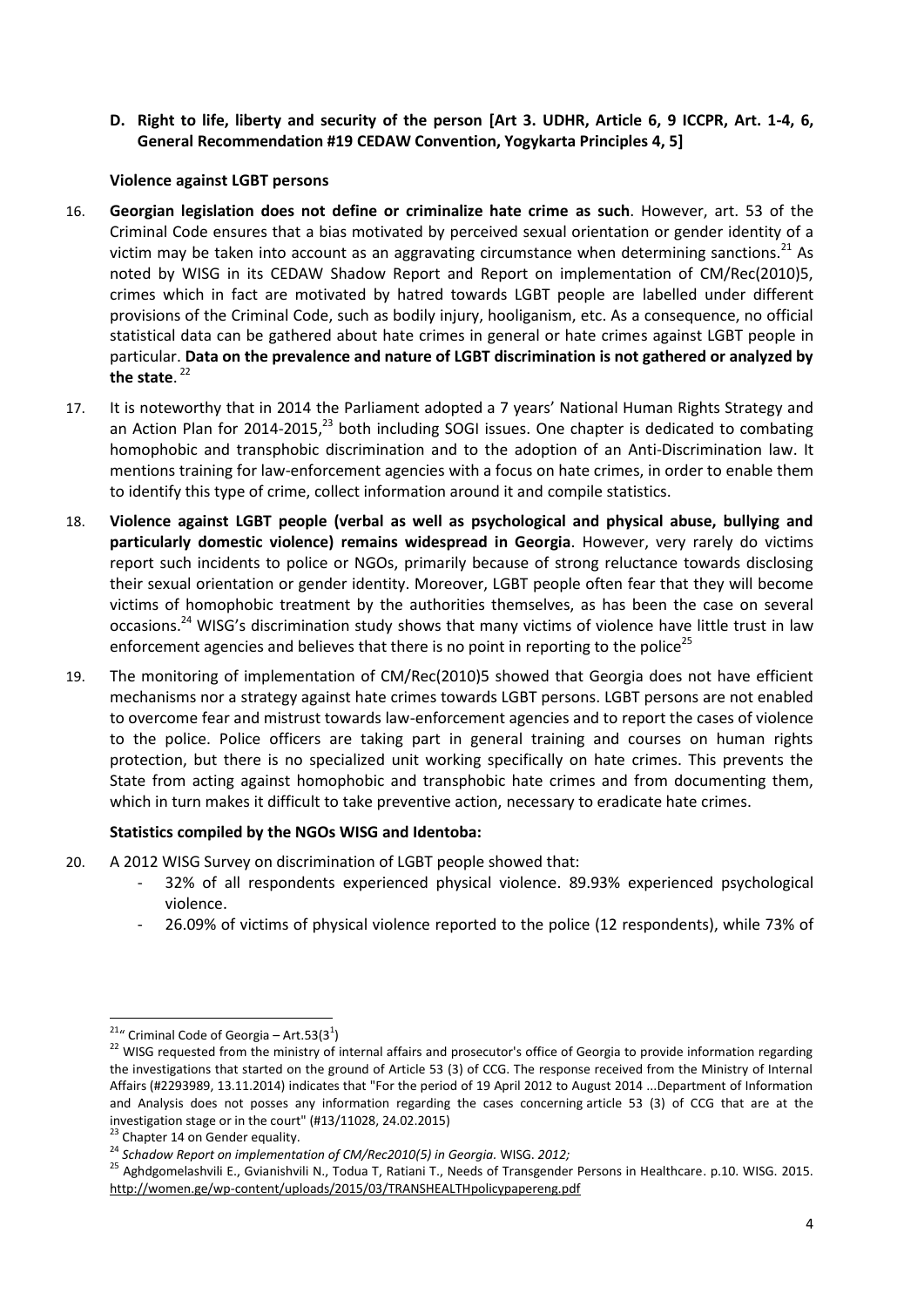**D. Right to life, liberty and security of the person [Art 3. UDHR, Article 6, 9 ICCPR, Art. 1-4, 6, General Recommendation #19 CEDAW Convention, Yogykarta Principles 4, 5]**

**Violence against LGBT persons**

16. **Georgian legislation does not define or criminalize hate crime as such**. However, art. 53 of the Criminal Code ensures that a bias motivated by perceived sexual orientation or gender identity of a victim may be taken into account as an aggravating circumstance when determining sanctions.[21] As noted by WISG in its CEDAW Shadow Report and Report on implementation of CM/Rec(2010)5, crimes which in fact are motivated by hatred towards LGBT people are labelled under different provisions of the Criminal Code, such as bodily injury, hooliganism, etc. As a consequence, no official statistical data can be gathered about hate crimes in general or hate crimes against LGBT people in particular. **Data on the prevalence and nature of LGBT discrimination is not gathered or analyzed by the state**.[22]

17. It is noteworthy that in 2014 the Parliament adopted a 7 years' National Human Rights Strategy and an Action Plan for 2014-2015,[23] both including SOGI issues. One chapter is dedicated to combating homophobic and transphobic discrimination and to the adoption of an Anti-Discrimination law. It mentions training for law-enforcement agencies with a focus on hate crimes, in order to enable them to identify this type of crime, collect information around it and compile statistics.

18. **Violence against LGBT people (verbal as well as psychological and physical abuse, bullying and particularly domestic violence) remains widespread in Georgia**. However, very rarely do victims report such incidents to police or NGOs, primarily because of strong reluctance towards disclosing their sexual orientation or gender identity. Moreover, LGBT people often fear that they will become victims of homophobic treatment by the authorities themselves, as has been the case on several occasions.[24] WISG's discrimination study shows that many victims of violence have little trust in law enforcement agencies and believes that there is no point in reporting to the police[25]

19. The monitoring of implementation of CM/Rec(2010)5 showed that Georgia does not have efficient mechanisms nor a strategy against hate crimes towards LGBT persons. LGBT persons are not enabled to overcome fear and mistrust towards law-enforcement agencies and to report the cases of violence to the police. Police officers are taking part in general training and courses on human rights protection, but there is no specialized unit working specifically on hate crimes. This prevents the State from acting against homophobic and transphobic hate crimes and from documenting them, which in turn makes it difficult to take preventive action, necessary to eradicate hate crimes.

**Statistics compiled by the NGOs WISG and Identoba:**

20. A 2012 WISG Survey on discrimination of LGBT people showed that:
    - 32% of all respondents experienced physical violence. 89.93% experienced psychological violence.
    - 26.09% of victims of physical violence reported to the police (12 respondents), while 73% of

---

[21] " Criminal Code of Georgia – Art.53($3^1$)

[22] WISG requested from the ministry of internal affairs and prosecutor's office of Georgia to provide information regarding the investigations that started on the ground of Article 53 (3) of CCG. The response received from the Ministry of Internal Affairs (#2293989, 13.11.2014) indicates that "For the period of 19 April 2012 to August 2014 ...Department of Information and Analysis does not posses any information regarding the cases concerning article 53 (3) of CCG that are at the investigation stage or in the court" (#13/11028, 24.02.2015)

[23] Chapter 14 on Gender equality.

[24] *Schadow Report on implementation of CM/Rec2010(5) in Georgia.* WISG. *2012;*

[25] Aghdgomelashvili E., Gvianishvili N., Todua T, Ratiani T., Needs of Transgender Persons in Healthcare. p.10. WISG. 2015. http://women.ge/wp-content/uploads/2015/03/TRANSHEALTHpolicypapereng.pdf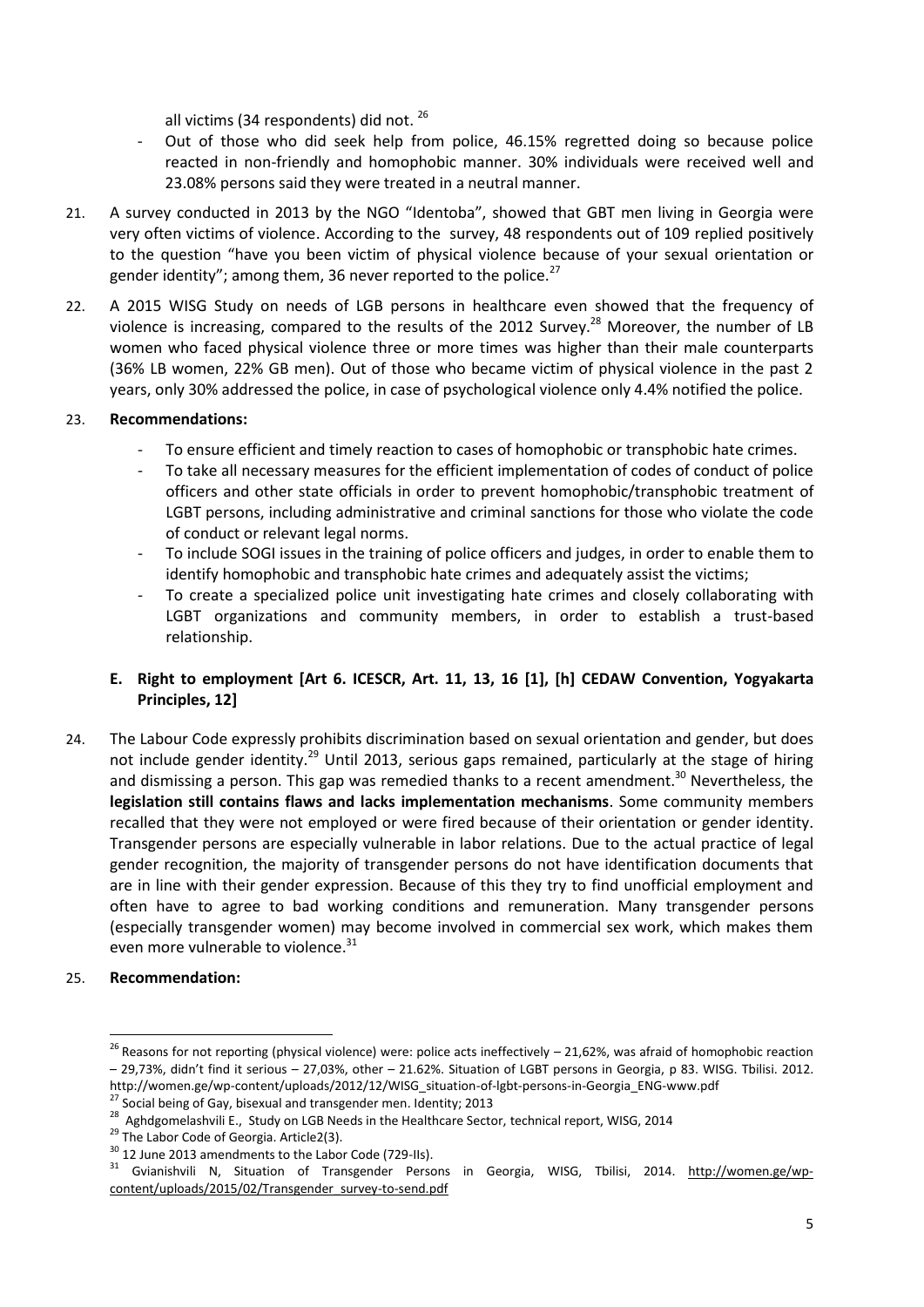all victims (34 respondents) did not. [26]

- Out of those who did seek help from police, 46.15% regretted doing so because police reacted in non-friendly and homophobic manner. 30% individuals were received well and 23.08% persons said they were treated in a neutral manner.

21. A survey conducted in 2013 by the NGO "Identoba", showed that GBT men living in Georgia were very often victims of violence. According to the survey, 48 respondents out of 109 replied positively to the question "have you been victim of physical violence because of your sexual orientation or gender identity"; among them, 36 never reported to the police.[27]

22. A 2015 WISG Study on needs of LGB persons in healthcare even showed that the frequency of violence is increasing, compared to the results of the 2012 Survey.[28] Moreover, the number of LB women who faced physical violence three or more times was higher than their male counterparts (36% LB women, 22% GB men). Out of those who became victim of physical violence in the past 2 years, only 30% addressed the police, in case of psychological violence only 4.4% notified the police.

23. **Recommendations:**
    - To ensure efficient and timely reaction to cases of homophobic or transphobic hate crimes.
    - To take all necessary measures for the efficient implementation of codes of conduct of police officers and other state officials in order to prevent homophobic/transphobic treatment of LGBT persons, including administrative and criminal sanctions for those who violate the code of conduct or relevant legal norms.
    - To include SOGI issues in the training of police officers and judges, in order to enable them to identify homophobic and transphobic hate crimes and adequately assist the victims;
    - To create a specialized police unit investigating hate crimes and closely collaborating with LGBT organizations and community members, in order to establish a trust-based relationship.

### E. Right to employment [Art 6. ICESCR, Art. 11, 13, 16 [1], [h] CEDAW Convention, Yogyakarta Principles, 12]

24. The Labour Code expressly prohibits discrimination based on sexual orientation and gender, but does not include gender identity.[29] Until 2013, serious gaps remained, particularly at the stage of hiring and dismissing a person. This gap was remedied thanks to a recent amendment.[30] Nevertheless, the **legislation still contains flaws and lacks implementation mechanisms**. Some community members recalled that they were not employed or were fired because of their orientation or gender identity. Transgender persons are especially vulnerable in labor relations. Due to the actual practice of legal gender recognition, the majority of transgender persons do not have identification documents that are in line with their gender expression. Because of this they try to find unofficial employment and often have to agree to bad working conditions and remuneration. Many transgender persons (especially transgender women) may become involved in commercial sex work, which makes them even more vulnerable to violence.[31]

25. **Recommendation:**

---

[26] Reasons for not reporting (physical violence) were: police acts ineffectively – 21,62%, was afraid of homophobic reaction – 29,73%, didn't find it serious – 27,03%, other – 21.62%. Situation of LGBT persons in Georgia, p 83. WISG. Tbilisi. 2012. http://women.ge/wp-content/uploads/2012/12/WISG_situation-of-lgbt-persons-in-Georgia_ENG-www.pdf

[27] Social being of Gay, bisexual and transgender men. Identity; 2013

[28] Aghdgomelashvili E., Study on LGB Needs in the Healthcare Sector, technical report, WISG, 2014

[29] The Labor Code of Georgia. Article2(3).

[30] 12 June 2013 amendments to the Labor Code (729-IIs).

[31] Gvianishvili N, Situation of Transgender Persons in Georgia, WISG, Tbilisi, 2014. http://women.ge/wp-content/uploads/2015/02/Transgender_survey-to-send.pdf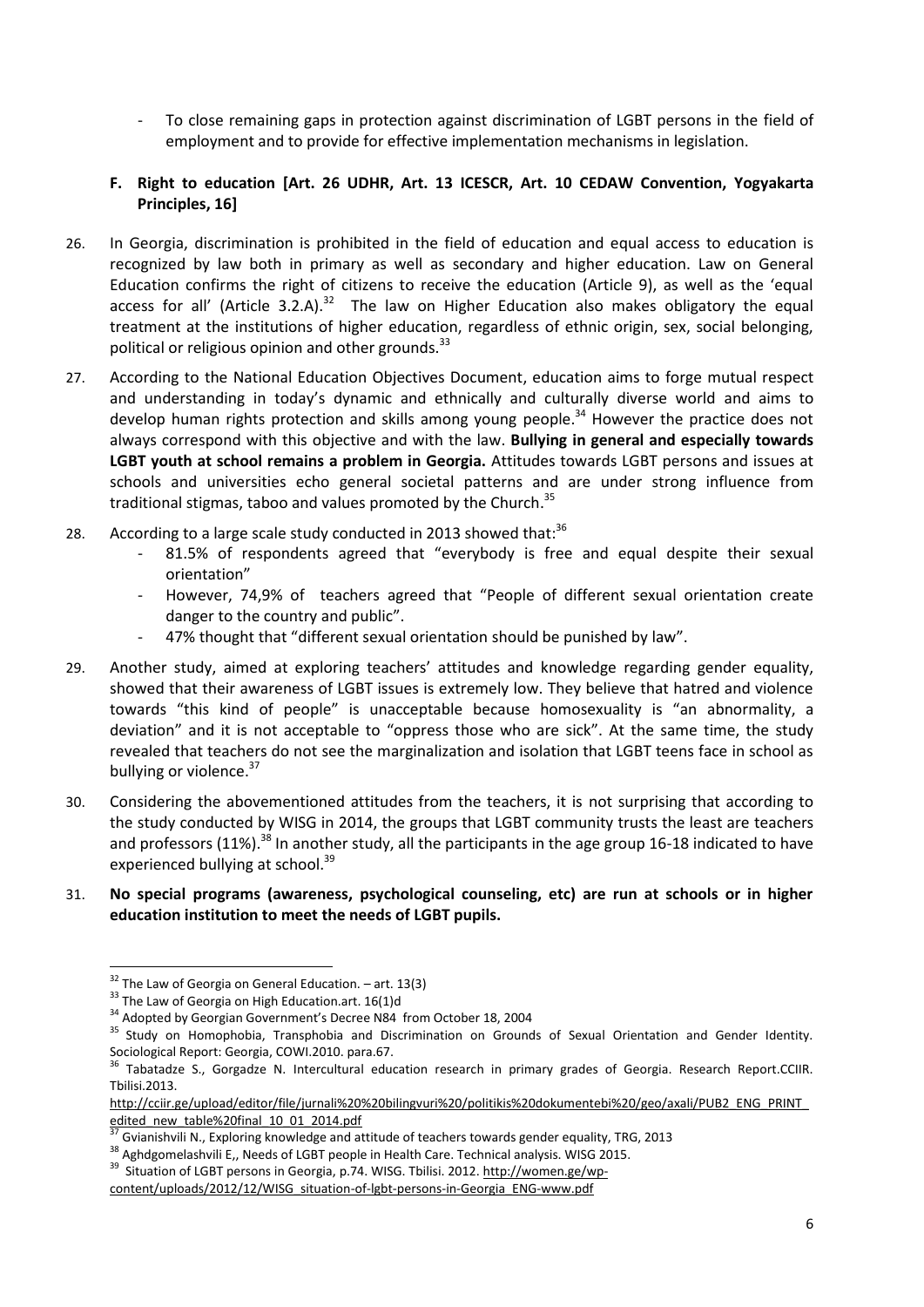- To close remaining gaps in protection against discrimination of LGBT persons in the field of employment and to provide for effective implementation mechanisms in legislation.

### F. Right to education [Art. 26 UDHR, Art. 13 ICESCR, Art. 10 CEDAW Convention, Yogyakarta Principles, 16]

26. In Georgia, discrimination is prohibited in the field of education and equal access to education is recognized by law both in primary as well as secondary and higher education. Law on General Education confirms the right of citizens to receive the education (Article 9), as well as the 'equal access for all' (Article 3.2.A).[32] The law on Higher Education also makes obligatory the equal treatment at the institutions of higher education, regardless of ethnic origin, sex, social belonging, political or religious opinion and other grounds.[33]

27. According to the National Education Objectives Document, education aims to forge mutual respect and understanding in today's dynamic and ethnically and culturally diverse world and aims to develop human rights protection and skills among young people.[34] However the practice does not always correspond with this objective and with the law. **Bullying in general and especially towards LGBT youth at school remains a problem in Georgia.** Attitudes towards LGBT persons and issues at schools and universities echo general societal patterns and are under strong influence from traditional stigmas, taboo and values promoted by the Church.[35]

28. According to a large scale study conducted in 2013 showed that:[36]
    - 81.5% of respondents agreed that "everybody is free and equal despite their sexual orientation"
    - However, 74,9% of teachers agreed that "People of different sexual orientation create danger to the country and public".
    - 47% thought that "different sexual orientation should be punished by law".

29. Another study, aimed at exploring teachers' attitudes and knowledge regarding gender equality, showed that their awareness of LGBT issues is extremely low. They believe that hatred and violence towards "this kind of people" is unacceptable because homosexuality is "an abnormality, a deviation" and it is not acceptable to "oppress those who are sick". At the same time, the study revealed that teachers do not see the marginalization and isolation that LGBT teens face in school as bullying or violence.[37]

30. Considering the abovementioned attitudes from the teachers, it is not surprising that according to the study conducted by WISG in 2014, the groups that LGBT community trusts the least are teachers and professors (11%).[38] In another study, all the participants in the age group 16-18 indicated to have experienced bullying at school.[39]

31. **No special programs (awareness, psychological counseling, etc) are run at schools or in higher education institution to meet the needs of LGBT pupils.**

---

[32] The Law of Georgia on General Education. – art. 13(3)

[33] The Law of Georgia on High Education.art. 16(1)d

[34] Adopted by Georgian Government's Decree N84 from October 18, 2004

[35] Study on Homophobia, Transphobia and Discrimination on Grounds of Sexual Orientation and Gender Identity. Sociological Report: Georgia, COWI.2010. para.67.

[36] Tabatadze S., Gorgadze N. Intercultural education research in primary grades of Georgia. Research Report.CCIIR. Tbilisi.2013. http://cciir.ge/upload/editor/file/jurnali%20%20bilingvuri%20/politikis%20dokumentebi%20/geo/axali/PUB2_ENG_PRINT_edited_new_table%20final_10_01_2014.pdf

[37] Gvianishvili N., Exploring knowledge and attitude of teachers towards gender equality, TRG, 2013

[38] Aghdgomelashvili E,, Needs of LGBT people in Health Care. Technical analysis. WISG 2015.

[39] Situation of LGBT persons in Georgia, p.74. WISG. Tbilisi. 2012. http://women.ge/wp-content/uploads/2012/12/WISG_situation-of-lgbt-persons-in-Georgia_ENG-www.pdf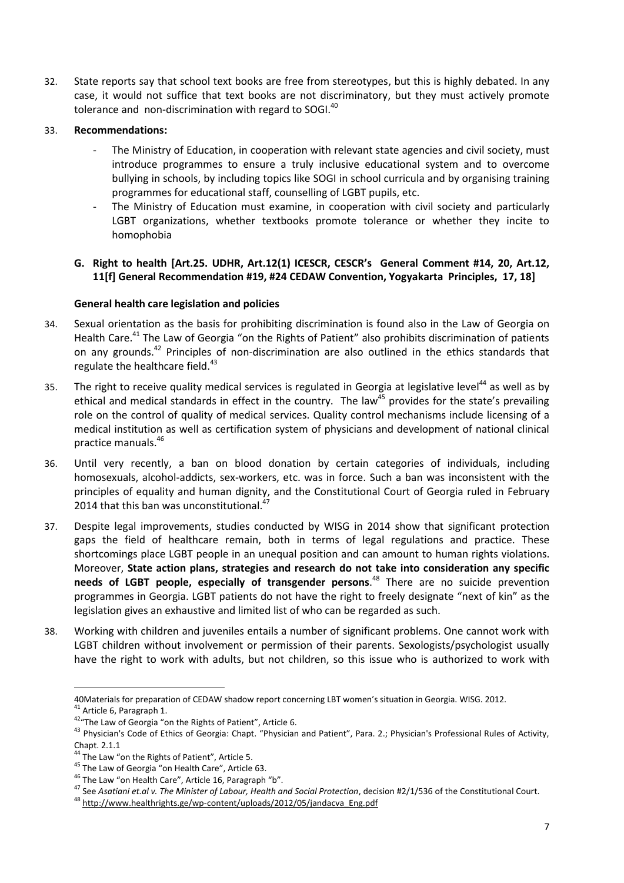32. State reports say that school text books are free from stereotypes, but this is highly debated. In any case, it would not suffice that text books are not discriminatory, but they must actively promote tolerance and non-discrimination with regard to SOGI.[40]

33. **Recommendations:**

    - The Ministry of Education, in cooperation with relevant state agencies and civil society, must introduce programmes to ensure a truly inclusive educational system and to overcome bullying in schools, by including topics like SOGI in school curricula and by organising training programmes for educational staff, counselling of LGBT pupils, etc.
    - The Ministry of Education must examine, in cooperation with civil society and particularly LGBT organizations, whether textbooks promote tolerance or whether they incite to homophobia

### G. Right to health [Art.25. UDHR, Art.12(1) ICESCR, CESCR's General Comment #14, 20, Art.12, 11[f] General Recommendation #19, #24 CEDAW Convention, Yogyakarta Principles, 17, 18]

**General health care legislation and policies**

34. Sexual orientation as the basis for prohibiting discrimination is found also in the Law of Georgia on Health Care.[41] The Law of Georgia "on the Rights of Patient" also prohibits discrimination of patients on any grounds.[42] Principles of non-discrimination are also outlined in the ethics standards that regulate the healthcare field.[43]

35. The right to receive quality medical services is regulated in Georgia at legislative level[44] as well as by ethical and medical standards in effect in the country. The law[45] provides for the state's prevailing role on the control of quality of medical services. Quality control mechanisms include licensing of a medical institution as well as certification system of physicians and development of national clinical practice manuals.[46]

36. Until very recently, a ban on blood donation by certain categories of individuals, including homosexuals, alcohol-addicts, sex-workers, etc. was in force. Such a ban was inconsistent with the principles of equality and human dignity, and the Constitutional Court of Georgia ruled in February 2014 that this ban was unconstitutional.[47]

37. Despite legal improvements, studies conducted by WISG in 2014 show that significant protection gaps the field of healthcare remain, both in terms of legal regulations and practice. These shortcomings place LGBT people in an unequal position and can amount to human rights violations. Moreover, **State action plans, strategies and research do not take into consideration any specific needs of LGBT people, especially of transgender persons**.[48] There are no suicide prevention programmes in Georgia. LGBT patients do not have the right to freely designate "next of kin" as the legislation gives an exhaustive and limited list of who can be regarded as such.

38. Working with children and juveniles entails a number of significant problems. One cannot work with LGBT children without involvement or permission of their parents. Sexologists/psychologist usually have the right to work with adults, but not children, so this issue who is authorized to work with

---

40 Materials for preparation of CEDAW shadow report concerning LBT women's situation in Georgia. WISG. 2012.

41 Article 6, Paragraph 1.

42 "The Law of Georgia "on the Rights of Patient", Article 6.

43 Physician's Code of Ethics of Georgia: Chapt. "Physician and Patient", Para. 2.; Physician's Professional Rules of Activity, Chapt. 2.1.1

44 The Law "on the Rights of Patient", Article 5.

45 The Law of Georgia "on Health Care", Article 63.

46 The Law "on Health Care", Article 16, Paragraph "b".

47 See *Asatiani et.al v. The Minister of Labour, Health and Social Protection*, decision #2/1/536 of the Constitutional Court.

48 http://www.healthrights.ge/wp-content/uploads/2012/05/jandacva_Eng.pdf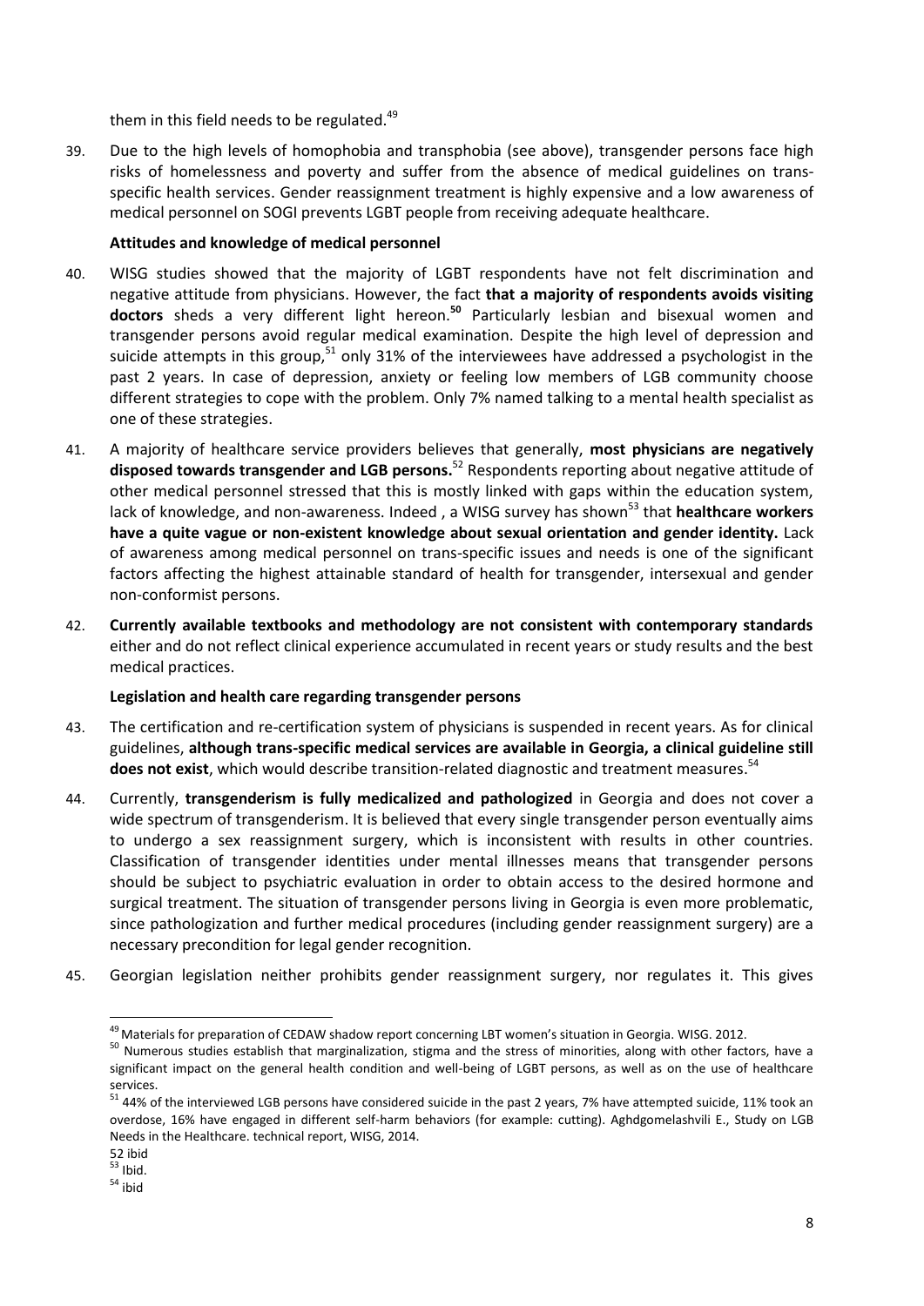them in this field needs to be regulated.[49]

39. Due to the high levels of homophobia and transphobia (see above), transgender persons face high risks of homelessness and poverty and suffer from the absence of medical guidelines on trans-specific health services. Gender reassignment treatment is highly expensive and a low awareness of medical personnel on SOGI prevents LGBT people from receiving adequate healthcare.

**Attitudes and knowledge of medical personnel**

40. WISG studies showed that the majority of LGBT respondents have not felt discrimination and negative attitude from physicians. However, the fact **that a majority of respondents avoids visiting doctors** sheds a very different light hereon.[50] Particularly lesbian and bisexual women and transgender persons avoid regular medical examination. Despite the high level of depression and suicide attempts in this group,[51] only 31% of the interviewees have addressed a psychologist in the past 2 years. In case of depression, anxiety or feeling low members of LGB community choose different strategies to cope with the problem. Only 7% named talking to a mental health specialist as one of these strategies.

41. A majority of healthcare service providers believes that generally, **most physicians are negatively disposed towards transgender and LGB persons.**[52] Respondents reporting about negative attitude of other medical personnel stressed that this is mostly linked with gaps within the education system, lack of knowledge, and non-awareness. Indeed , a WISG survey has shown[53] that **healthcare workers have a quite vague or non-existent knowledge about sexual orientation and gender identity.** Lack of awareness among medical personnel on trans-specific issues and needs is one of the significant factors affecting the highest attainable standard of health for transgender, intersexual and gender non-conformist persons.

42. **Currently available textbooks and methodology are not consistent with contemporary standards** either and do not reflect clinical experience accumulated in recent years or study results and the best medical practices.

**Legislation and health care regarding transgender persons**

43. The certification and re-certification system of physicians is suspended in recent years. As for clinical guidelines, **although trans-specific medical services are available in Georgia, a clinical guideline still does not exist**, which would describe transition-related diagnostic and treatment measures.[54]

44. Currently, **transgenderism is fully medicalized and pathologized** in Georgia and does not cover a wide spectrum of transgenderism. It is believed that every single transgender person eventually aims to undergo a sex reassignment surgery, which is inconsistent with results in other countries. Classification of transgender identities under mental illnesses means that transgender persons should be subject to psychiatric evaluation in order to obtain access to the desired hormone and surgical treatment. The situation of transgender persons living in Georgia is even more problematic, since pathologization and further medical procedures (including gender reassignment surgery) are a necessary precondition for legal gender recognition.

45. Georgian legislation neither prohibits gender reassignment surgery, nor regulates it. This gives

---

[49] Materials for preparation of CEDAW shadow report concerning LBT women's situation in Georgia. WISG. 2012.

[50] Numerous studies establish that marginalization, stigma and the stress of minorities, along with other factors, have a significant impact on the general health condition and well-being of LGBT persons, as well as on the use of healthcare services.

[51] 44% of the interviewed LGB persons have considered suicide in the past 2 years, 7% have attempted suicide, 11% took an overdose, 16% have engaged in different self-harm behaviors (for example: cutting). Aghdgomelashvili E., Study on LGB Needs in the Healthcare. technical report, WISG, 2014.

[52] ibid

[53] Ibid.

[54] ibid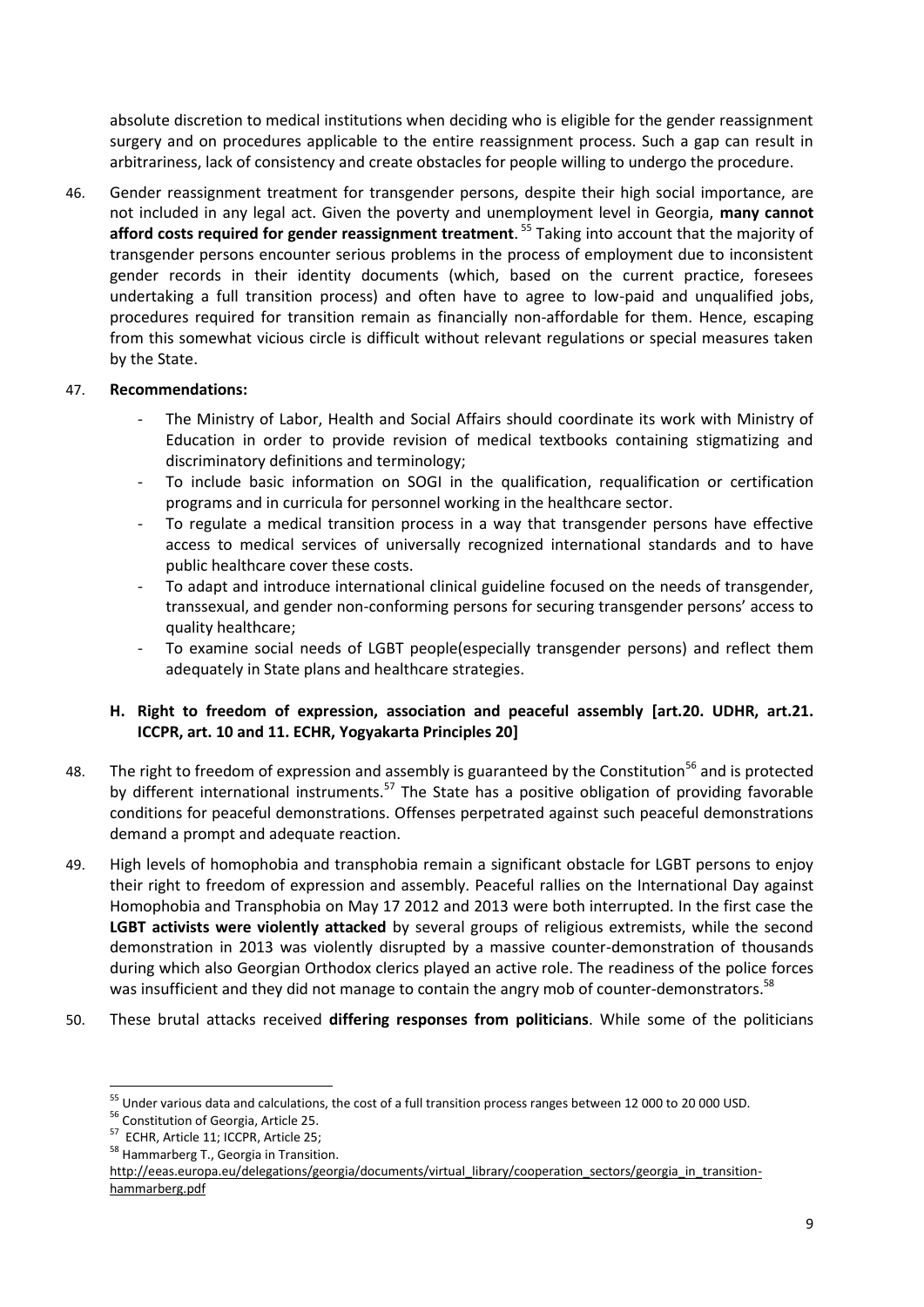absolute discretion to medical institutions when deciding who is eligible for the gender reassignment surgery and on procedures applicable to the entire reassignment process. Such a gap can result in arbitrariness, lack of consistency and create obstacles for people willing to undergo the procedure.

46. Gender reassignment treatment for transgender persons, despite their high social importance, are not included in any legal act. Given the poverty and unemployment level in Georgia, **many cannot afford costs required for gender reassignment treatment**. [55] Taking into account that the majority of transgender persons encounter serious problems in the process of employment due to inconsistent gender records in their identity documents (which, based on the current practice, foresees undertaking a full transition process) and often have to agree to low-paid and unqualified jobs, procedures required for transition remain as financially non-affordable for them. Hence, escaping from this somewhat vicious circle is difficult without relevant regulations or special measures taken by the State.

47. **Recommendations:**
    - The Ministry of Labor, Health and Social Affairs should coordinate its work with Ministry of Education in order to provide revision of medical textbooks containing stigmatizing and discriminatory definitions and terminology;
    - To include basic information on SOGI in the qualification, requalification or certification programs and in curricula for personnel working in the healthcare sector.
    - To regulate a medical transition process in a way that transgender persons have effective access to medical services of universally recognized international standards and to have public healthcare cover these costs.
    - To adapt and introduce international clinical guideline focused on the needs of transgender, transsexual, and gender non-conforming persons for securing transgender persons' access to quality healthcare;
    - To examine social needs of LGBT people(especially transgender persons) and reflect them adequately in State plans and healthcare strategies.

## H. Right to freedom of expression, association and peaceful assembly [art.20. UDHR, art.21. ICCPR, art. 10 and 11. ECHR, Yogyakarta Principles 20]

48. The right to freedom of expression and assembly is guaranteed by the Constitution[56] and is protected by different international instruments.[57] The State has a positive obligation of providing favorable conditions for peaceful demonstrations. Offenses perpetrated against such peaceful demonstrations demand a prompt and adequate reaction.

49. High levels of homophobia and transphobia remain a significant obstacle for LGBT persons to enjoy their right to freedom of expression and assembly. Peaceful rallies on the International Day against Homophobia and Transphobia on May 17 2012 and 2013 were both interrupted. In the first case the **LGBT activists were violently attacked** by several groups of religious extremists, while the second demonstration in 2013 was violently disrupted by a massive counter-demonstration of thousands during which also Georgian Orthodox clerics played an active role. The readiness of the police forces was insufficient and they did not manage to contain the angry mob of counter-demonstrators.[58]

50. These brutal attacks received **differing responses from politicians**. While some of the politicians

---

[55] Under various data and calculations, the cost of a full transition process ranges between 12 000 to 20 000 USD.

[56] Constitution of Georgia, Article 25.

[57] ECHR, Article 11; ICCPR, Article 25;

[58] Hammarberg T., Georgia in Transition. http://eeas.europa.eu/delegations/georgia/documents/virtual_library/cooperation_sectors/georgia_in_transition-hammarberg.pdf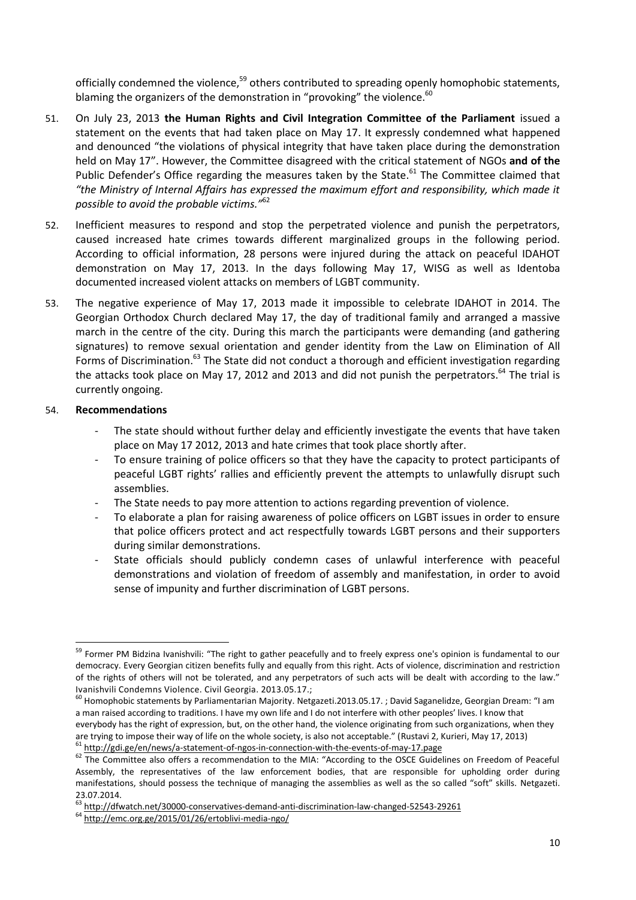officially condemned the violence,[59] others contributed to spreading openly homophobic statements, blaming the organizers of the demonstration in "provoking" the violence.[60]

51. On July 23, 2013 **the Human Rights and Civil Integration Committee of the Parliament** issued a statement on the events that had taken place on May 17. It expressly condemned what happened and denounced "the violations of physical integrity that have taken place during the demonstration held on May 17". However, the Committee disagreed with the critical statement of NGOs **and of the** Public Defender's Office regarding the measures taken by the State.[61] The Committee claimed that *"the Ministry of Internal Affairs has expressed the maximum effort and responsibility, which made it possible to avoid the probable victims."*[62]

52. Inefficient measures to respond and stop the perpetrated violence and punish the perpetrators, caused increased hate crimes towards different marginalized groups in the following period. According to official information, 28 persons were injured during the attack on peaceful IDAHOT demonstration on May 17, 2013. In the days following May 17, WISG as well as Identoba documented increased violent attacks on members of LGBT community.

53. The negative experience of May 17, 2013 made it impossible to celebrate IDAHOT in 2014. The Georgian Orthodox Church declared May 17, the day of traditional family and arranged a massive march in the centre of the city. During this march the participants were demanding (and gathering signatures) to remove sexual orientation and gender identity from the Law on Elimination of All Forms of Discrimination.[63] The State did not conduct a thorough and efficient investigation regarding the attacks took place on May 17, 2012 and 2013 and did not punish the perpetrators.[64] The trial is currently ongoing.

54. **Recommendations**

- The state should without further delay and efficiently investigate the events that have taken place on May 17 2012, 2013 and hate crimes that took place shortly after.
- To ensure training of police officers so that they have the capacity to protect participants of peaceful LGBT rights' rallies and efficiently prevent the attempts to unlawfully disrupt such assemblies.
- The State needs to pay more attention to actions regarding prevention of violence.
- To elaborate a plan for raising awareness of police officers on LGBT issues in order to ensure that police officers protect and act respectfully towards LGBT persons and their supporters during similar demonstrations.
- State officials should publicly condemn cases of unlawful interference with peaceful demonstrations and violation of freedom of assembly and manifestation, in order to avoid sense of impunity and further discrimination of LGBT persons.

---

[59] Former PM Bidzina Ivanishvili: "The right to gather peacefully and to freely express one's opinion is fundamental to our democracy. Every Georgian citizen benefits fully and equally from this right. Acts of violence, discrimination and restriction of the rights of others will not be tolerated, and any perpetrators of such acts will be dealt with according to the law." Ivanishvili Condemns Violence. Civil Georgia. 2013.05.17.;

[60] Homophobic statements by Parliamentarian Majority. Netgazeti.2013.05.17. ; David Saganelidze, Georgian Dream: "I am a man raised according to traditions. I have my own life and I do not interfere with other peoples' lives. I know that everybody has the right of expression, but, on the other hand, the violence originating from such organizations, when they are trying to impose their way of life on the whole society, is also not acceptable." (Rustavi 2, Kurieri, May 17, 2013)

[61] http://gdi.ge/en/news/a-statement-of-ngos-in-connection-with-the-events-of-may-17.page

[62] The Committee also offers a recommendation to the MIA: "According to the OSCE Guidelines on Freedom of Peaceful Assembly, the representatives of the law enforcement bodies, that are responsible for upholding order during manifestations, should possess the technique of managing the assemblies as well as the so called "soft" skills. Netgazeti. 23.07.2014.

[63] http://dfwatch.net/30000-conservatives-demand-anti-discrimination-law-changed-52543-29261

[64] http://emc.org.ge/2015/01/26/ertoblivi-media-ngo/